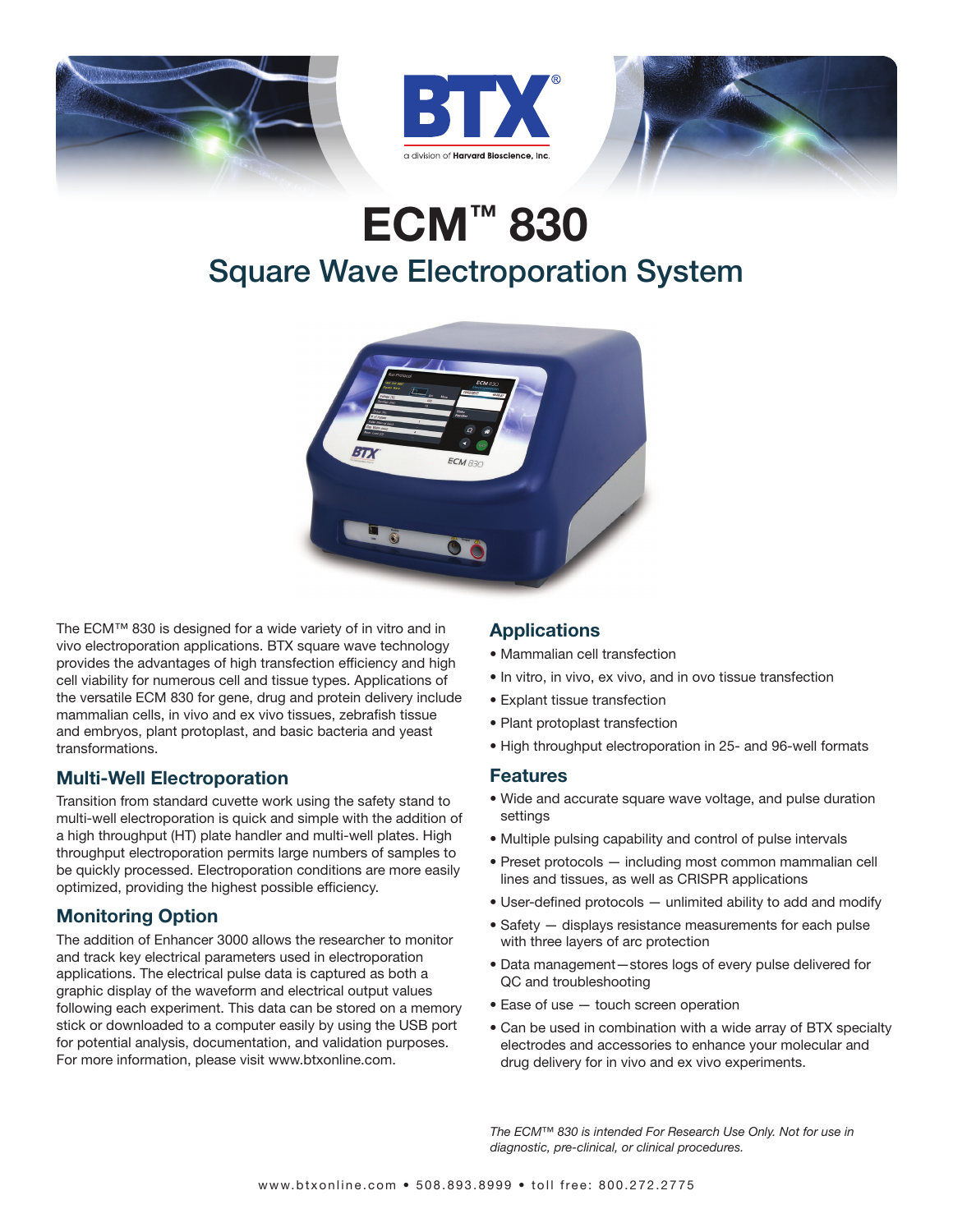BTX®

a division of Harvard Bioscience, Inc.

# ECM™ 830

## Square Wave Electroporation System

The ECM™ 830 is designed for a wide variety of in vitro and in vivo electroporation applications. BTX square wave technology provides the advantages of high transfection efficiency and high cell viability for numerous cell and tissue types. Applications of the versatile ECM 830 for gene, drug and protein delivery include mammalian cells, in vivo and ex vivo tissues, zebrafish tissue and embryos, plant protoplast, and basic bacteria and yeast transformations.

### Multi-Well Electroporation

Transition from standard cuvette work using the safety stand to multi-well electroporation is quick and simple with the addition of a high throughput (HT) plate handler and multi-well plates. High throughput electroporation permits large numbers of samples to be quickly processed. Electroporation conditions are more easily optimized, providing the highest possible efficiency.

### Monitoring Option

The addition of Enhancer 3000 allows the researcher to monitor and track key electrical parameters used in electroporation applications. The electrical pulse data is captured as both a graphic display of the waveform and electrical output values following each experiment. This data can be stored on a memory stick or downloaded to a computer easily by using the USB port for potential analysis, documentation, and validation purposes. For more information, please visit www.btxonline.com.

### Applications

- Mammalian cell transfection
- In vitro, in vivo, ex vivo, and in ovo tissue transfection
- Explant tissue transfection
- Plant protoplast transfection
- High throughput electroporation in 25- and 96-well formats

### Features

- Wide and accurate square wave voltage, and pulse duration settings
- Multiple pulsing capability and control of pulse intervals
- Preset protocols — including most common mammalian cell lines and tissues, as well as CRISPR applications
- User-defined protocols — unlimited ability to add and modify
- Safety — displays resistance measurements for each pulse with three layers of arc protection
- Data management—stores logs of every pulse delivered for QC and troubleshooting
- Ease of use — touch screen operation
- Can be used in combination with a wide array of BTX specialty electrodes and accessories to enhance your molecular and drug delivery for in vivo and ex vivo experiments.

*The ECM™ 830 is intended For Research Use Only. Not for use in diagnostic, pre-clinical, or clinical procedures.*

www.btxonline.com • 508.893.8999 • toll free: 800.272.2775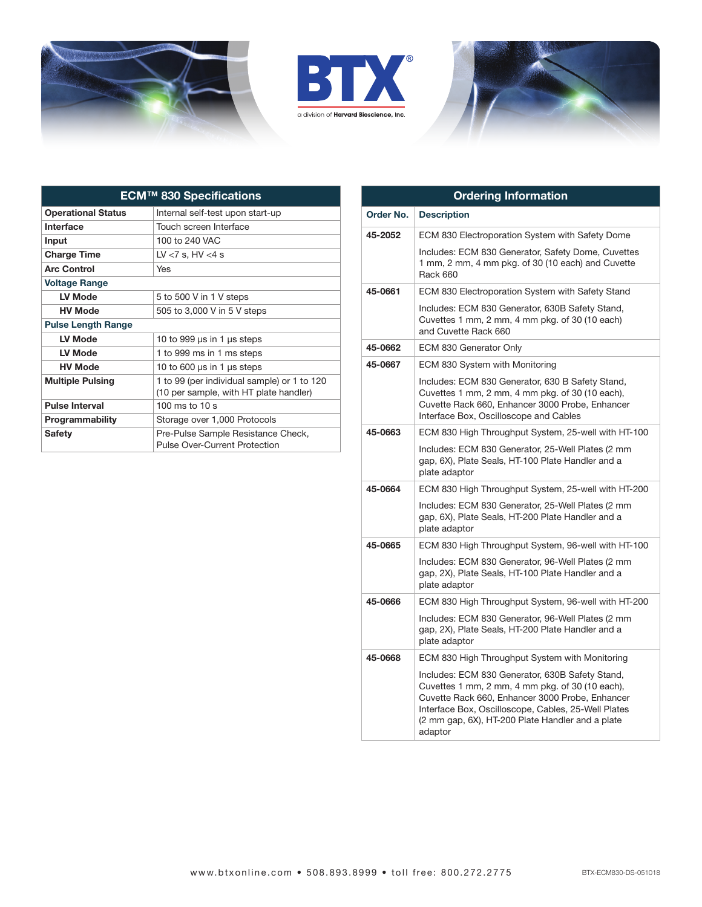## ECM™ 830 Specifications

| | |
|---|---|
| **Operational Status** | Internal self-test upon start-up |
| **Interface** | Touch screen Interface |
| **Input** | 100 to 240 VAC |
| **Charge Time** | LV <7 s, HV <4 s |
| **Arc Control** | Yes |
| **Voltage Range** | |
| **LV Mode** | 5 to 500 V in 1 V steps |
| **HV Mode** | 505 to 3,000 V in 5 V steps |
| **Pulse Length Range** | |
| **LV Mode** | 10 to 999 µs in 1 µs steps |
| **LV Mode** | 1 to 999 ms in 1 ms steps |
| **HV Mode** | 10 to 600 µs in 1 µs steps |
| **Multiple Pulsing** | 1 to 99 (per individual sample) or 1 to 120 (10 per sample, with HT plate handler) |
| **Pulse Interval** | 100 ms to 10 s |
| **Programmability** | Storage over 1,000 Protocols |
| **Safety** | Pre-Pulse Sample Resistance Check, Pulse Over-Current Protection |

## Ordering Information

| Order No. | Description |
|---|---|
| **45-2052** | ECM 830 Electroporation System with Safety Dome<br>Includes: ECM 830 Generator, Safety Dome, Cuvettes 1 mm, 2 mm, 4 mm pkg. of 30 (10 each) and Cuvette Rack 660 |
| **45-0661** | ECM 830 Electroporation System with Safety Stand<br>Includes: ECM 830 Generator, 630B Safety Stand, Cuvettes 1 mm, 2 mm, 4 mm pkg. of 30 (10 each) and Cuvette Rack 660 |
| **45-0662** | ECM 830 Generator Only |
| **45-0667** | ECM 830 System with Monitoring<br>Includes: ECM 830 Generator, 630 B Safety Stand, Cuvettes 1 mm, 2 mm, 4 mm pkg. of 30 (10 each), Cuvette Rack 660, Enhancer 3000 Probe, Enhancer Interface Box, Oscilloscope and Cables |
| **45-0663** | ECM 830 High Throughput System, 25-well with HT-100<br>Includes: ECM 830 Generator, 25-Well Plates (2 mm gap, 6X), Plate Seals, HT-100 Plate Handler and a plate adaptor |
| **45-0664** | ECM 830 High Throughput System, 25-well with HT-200<br>Includes: ECM 830 Generator, 25-Well Plates (2 mm gap, 6X), Plate Seals, HT-200 Plate Handler and a plate adaptor |
| **45-0665** | ECM 830 High Throughput System, 96-well with HT-100<br>Includes: ECM 830 Generator, 96-Well Plates (2 mm gap, 2X), Plate Seals, HT-100 Plate Handler and a plate adaptor |
| **45-0666** | ECM 830 High Throughput System, 96-well with HT-200<br>Includes: ECM 830 Generator, 96-Well Plates (2 mm gap, 2X), Plate Seals, HT-200 Plate Handler and a plate adaptor |
| **45-0668** | ECM 830 High Throughput System with Monitoring<br>Includes: ECM 830 Generator, 630B Safety Stand, Cuvettes 1 mm, 2 mm, 4 mm pkg. of 30 (10 each), Cuvette Rack 660, Enhancer 3000 Probe, Enhancer Interface Box, Oscilloscope, Cables, 25-Well Plates (2 mm gap, 6X), HT-200 Plate Handler and a plate adaptor |

www.btxonline.com • 508.893.8999 • toll free: 800.272.2775

BTX-ECM830-DS-051018